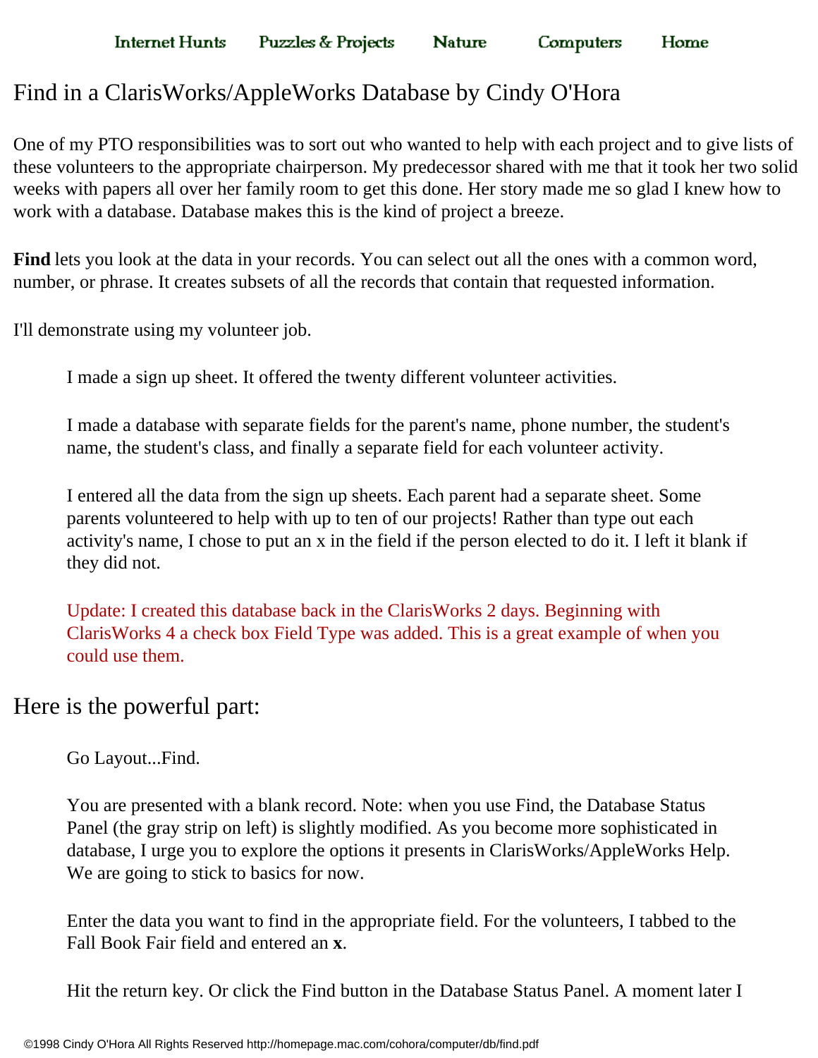Internet Hunts Puzzles & Projects Nature Computers Home

# Find in a ClarisWorks/AppleWorks Database by Cindy O'Hora

One of my PTO responsibilities was to sort out who wanted to help with each project and to give lists of these volunteers to the appropriate chairperson. My predecessor shared with me that it took her two solid weeks with papers all over her family room to get this done. Her story made me so glad I knew how to work with a database. Database makes this is the kind of project a breeze.

**Find** lets you look at the data in your records. You can select out all the ones with a common word, number, or phrase. It creates subsets of all the records that contain that requested information.

I'll demonstrate using my volunteer job.

> I made a sign up sheet. It offered the twenty different volunteer activities.
>
> I made a database with separate fields for the parent's name, phone number, the student's name, the student's class, and finally a separate field for each volunteer activity.
>
> I entered all the data from the sign up sheets. Each parent had a separate sheet. Some parents volunteered to help with up to ten of our projects! Rather than type out each activity's name, I chose to put an x in the field if the person elected to do it. I left it blank if they did not.
>
> Update: I created this database back in the ClarisWorks 2 days. Beginning with ClarisWorks 4 a check box Field Type was added. This is a great example of when you could use them.

## Here is the powerful part:

> Go Layout...Find.
>
> You are presented with a blank record. Note: when you use Find, the Database Status Panel (the gray strip on left) is slightly modified. As you become more sophisticated in database, I urge you to explore the options it presents in ClarisWorks/AppleWorks Help. We are going to stick to basics for now.
>
> Enter the data you want to find in the appropriate field. For the volunteers, I tabbed to the Fall Book Fair field and entered an **x**.
>
> Hit the return key. Or click the Find button in the Database Status Panel. A moment later I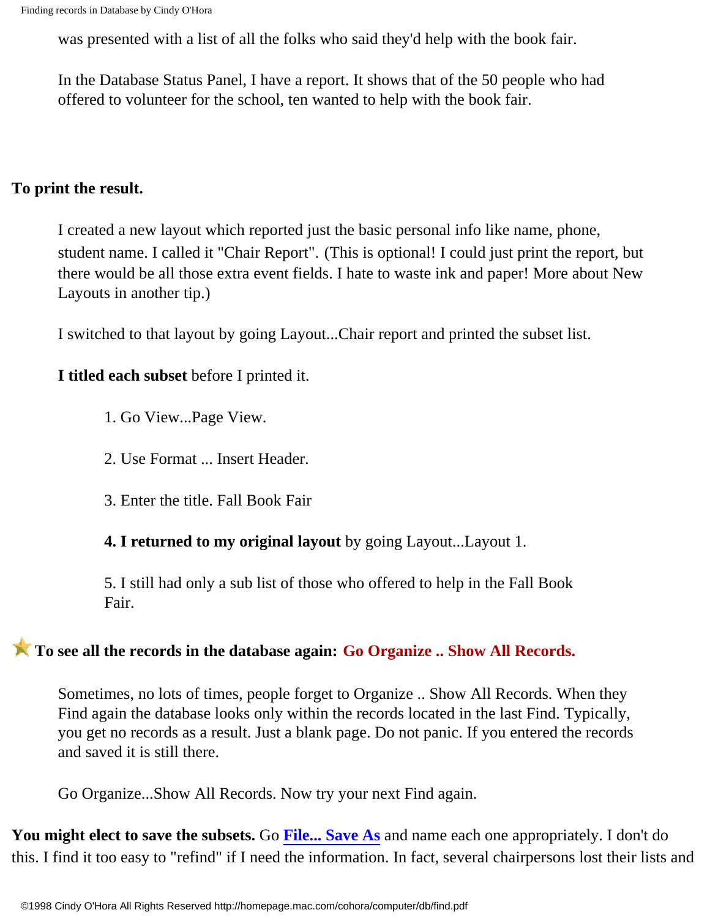was presented with a list of all the folks who said they'd help with the book fair.

In the Database Status Panel, I have a report. It shows that of the 50 people who had offered to volunteer for the school, ten wanted to help with the book fair.

**To print the result.**

I created a new layout which reported just the basic personal info like name, phone, student name. I called it "Chair Report". (This is optional! I could just print the report, but there would be all those extra event fields. I hate to waste ink and paper! More about New Layouts in another tip.)

I switched to that layout by going Layout...Chair report and printed the subset list.

**I titled each subset** before I printed it.

1. Go View...Page View.

2. Use Format ... Insert Header.

3. Enter the title. Fall Book Fair

4. **I returned to my original layout** by going Layout...Layout 1.

5. I still had only a sub list of those who offered to help in the Fall Book Fair.

**To see all the records in the database again: Go Organize .. Show All Records.**

Sometimes, no lots of times, people forget to Organize .. Show All Records. When they Find again the database looks only within the records located in the last Find. Typically, you get no records as a result. Just a blank page. Do not panic. If you entered the records and saved it is still there.

Go Organize...Show All Records. Now try your next Find again.

**You might elect to save the subsets.** Go **File... Save As** and name each one appropriately. I don't do this. I find it too easy to "refind" if I need the information. In fact, several chairpersons lost their lists and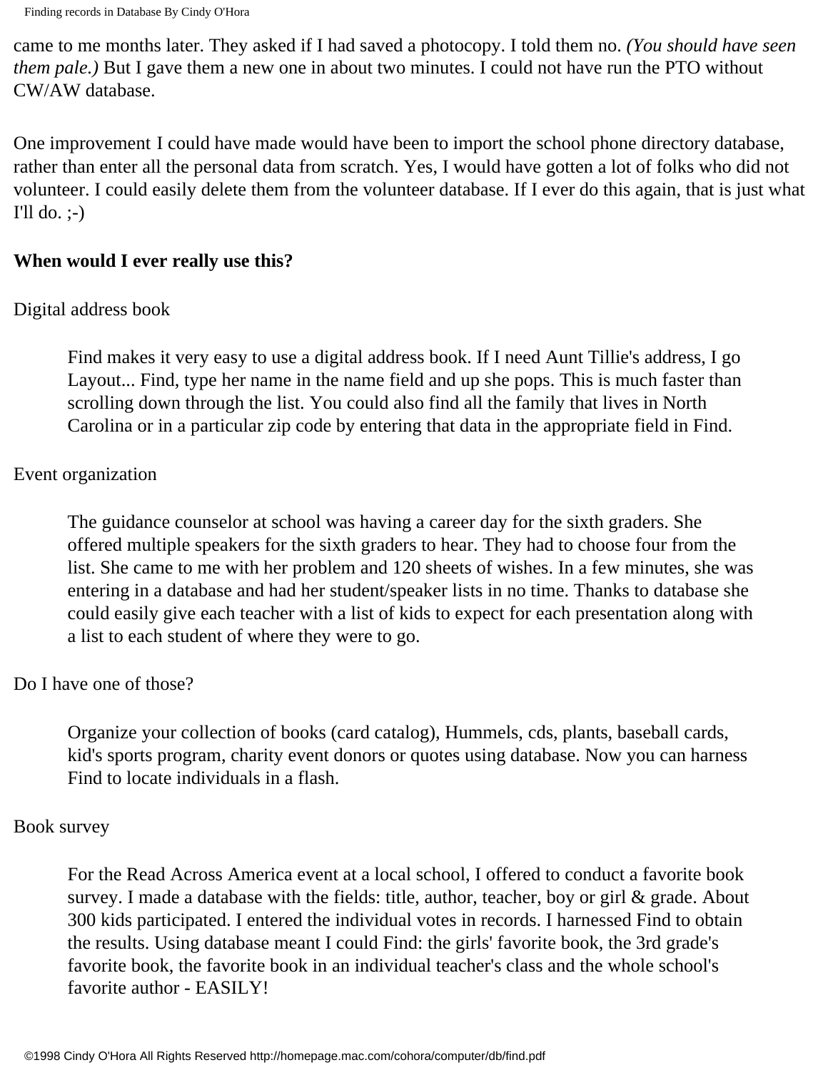came to me months later. They asked if I had saved a photocopy. I told them no. *(You should have seen them pale.)* But I gave them a new one in about two minutes. I could not have run the PTO without CW/AW database.

One improvement I could have made would have been to import the school phone directory database, rather than enter all the personal data from scratch. Yes, I would have gotten a lot of folks who did not volunteer. I could easily delete them from the volunteer database. If I ever do this again, that is just what I'll do. ;-)

**When would I ever really use this?**

Digital address book

> Find makes it very easy to use a digital address book. If I need Aunt Tillie's address, I go Layout... Find, type her name in the name field and up she pops. This is much faster than scrolling down through the list. You could also find all the family that lives in North Carolina or in a particular zip code by entering that data in the appropriate field in Find.

Event organization

> The guidance counselor at school was having a career day for the sixth graders. She offered multiple speakers for the sixth graders to hear. They had to choose four from the list. She came to me with her problem and 120 sheets of wishes. In a few minutes, she was entering in a database and had her student/speaker lists in no time. Thanks to database she could easily give each teacher with a list of kids to expect for each presentation along with a list to each student of where they were to go.

Do I have one of those?

> Organize your collection of books (card catalog), Hummels, cds, plants, baseball cards, kid's sports program, charity event donors or quotes using database. Now you can harness Find to locate individuals in a flash.

Book survey

> For the Read Across America event at a local school, I offered to conduct a favorite book survey. I made a database with the fields: title, author, teacher, boy or girl & grade. About 300 kids participated. I entered the individual votes in records. I harnessed Find to obtain the results. Using database meant I could Find: the girls' favorite book, the 3rd grade's favorite book, the favorite book in an individual teacher's class and the whole school's favorite author - EASILY!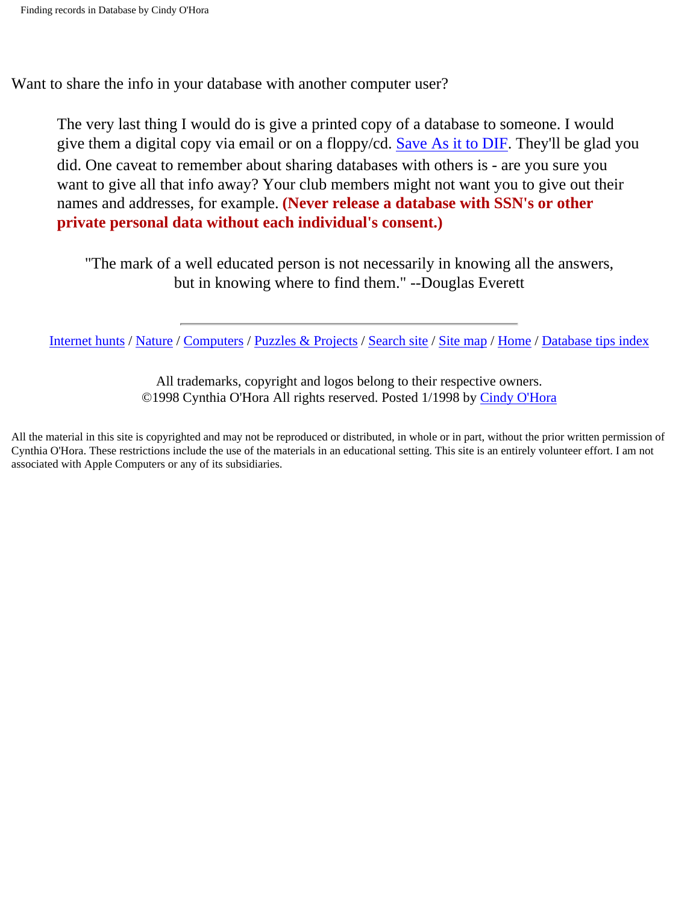Want to share the info in your database with another computer user?

> The very last thing I would do is give a printed copy of a database to someone. I would give them a digital copy via email or on a floppy/cd. Save As it to DIF. They'll be glad you did. One caveat to remember about sharing databases with others is - are you sure you want to give all that info away? Your club members might not want you to give out their names and addresses, for example. **(Never release a database with SSN's or other private personal data without each individual's consent.)**
>
> "The mark of a well educated person is not necessarily in knowing all the answers, but in knowing where to find them." --Douglas Everett

---

Internet hunts / Nature / Computers / Puzzles & Projects / Search site / Site map / Home / Database tips index

All trademarks, copyright and logos belong to their respective owners.
©1998 Cynthia O'Hora All rights reserved. Posted 1/1998 by Cindy O'Hora

All the material in this site is copyrighted and may not be reproduced or distributed, in whole or in part, without the prior written permission of Cynthia O'Hora. These restrictions include the use of the materials in an educational setting. This site is an entirely volunteer effort. I am not associated with Apple Computers or any of its subsidiaries.